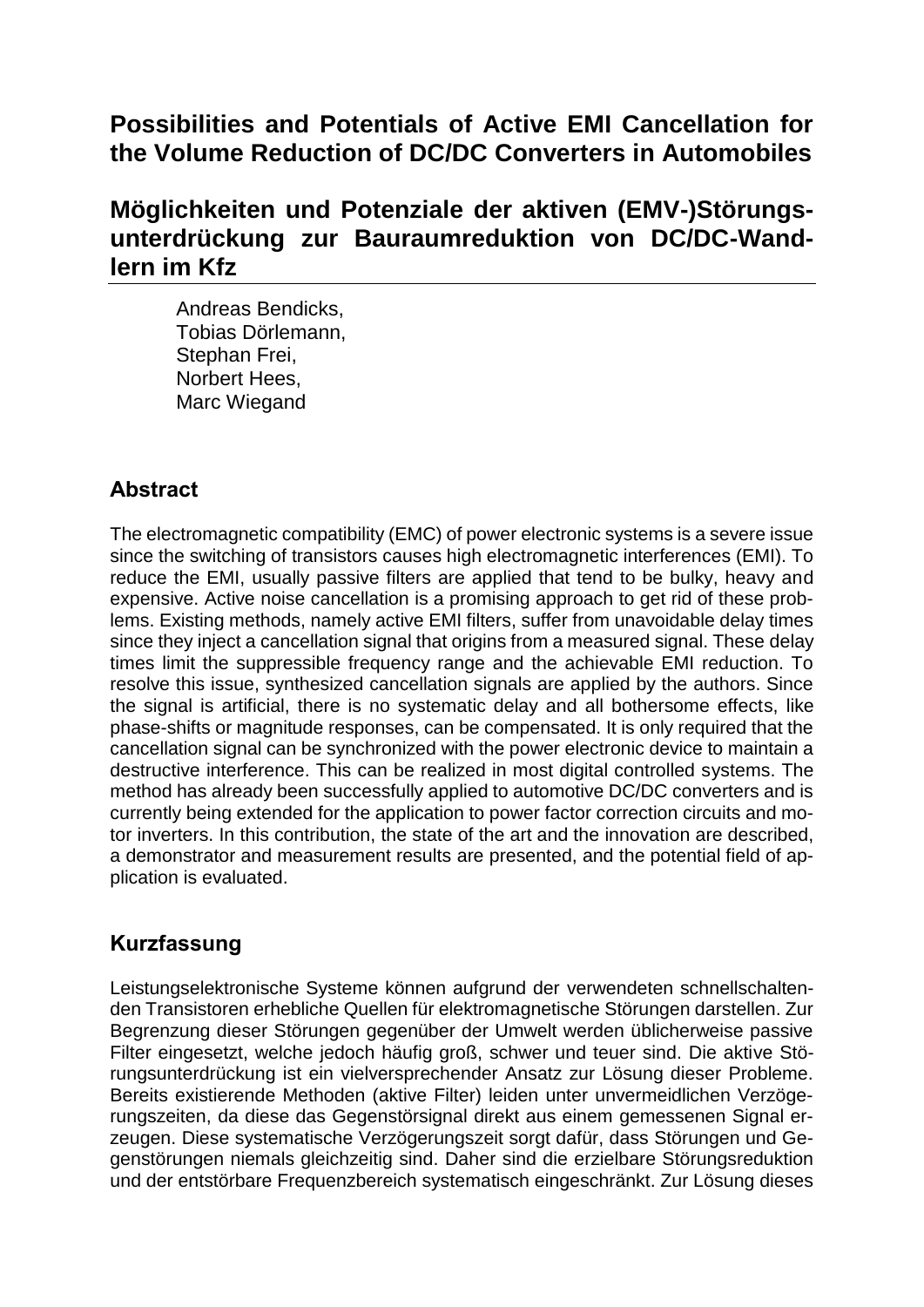# Possibilities and Potentials of Active EMI Cancellation for the Volume Reduction of DC/DC Converters in Automobiles

# Möglichkeiten und Potenziale der aktiven (EMV-)Störungsunterdrückung zur Bauraumreduktion von DC/DC-Wandlern im Kfz

Andreas Bendicks,
Tobias Dörlemann,
Stephan Frei,
Norbert Hees,
Marc Wiegand

## Abstract

The electromagnetic compatibility (EMC) of power electronic systems is a severe issue since the switching of transistors causes high electromagnetic interferences (EMI). To reduce the EMI, usually passive filters are applied that tend to be bulky, heavy and expensive. Active noise cancellation is a promising approach to get rid of these problems. Existing methods, namely active EMI filters, suffer from unavoidable delay times since they inject a cancellation signal that origins from a measured signal. These delay times limit the suppressible frequency range and the achievable EMI reduction. To resolve this issue, synthesized cancellation signals are applied by the authors. Since the signal is artificial, there is no systematic delay and all bothersome effects, like phase-shifts or magnitude responses, can be compensated. It is only required that the cancellation signal can be synchronized with the power electronic device to maintain a destructive interference. This can be realized in most digital controlled systems. The method has already been successfully applied to automotive DC/DC converters and is currently being extended for the application to power factor correction circuits and motor inverters. In this contribution, the state of the art and the innovation are described, a demonstrator and measurement results are presented, and the potential field of application is evaluated.

## Kurzfassung

Leistungselektronische Systeme können aufgrund der verwendeten schnellschaltenden Transistoren erhebliche Quellen für elektromagnetische Störungen darstellen. Zur Begrenzung dieser Störungen gegenüber der Umwelt werden üblicherweise passive Filter eingesetzt, welche jedoch häufig groß, schwer und teuer sind. Die aktive Störungsunterdrückung ist ein vielversprechender Ansatz zur Lösung dieser Probleme. Bereits existierende Methoden (aktive Filter) leiden unter unvermeidlichen Verzögerungszeiten, da diese das Gegenstörsignal direkt aus einem gemessenen Signal erzeugen. Diese systematische Verzögerungszeit sorgt dafür, dass Störungen und Gegenstörungen niemals gleichzeitig sind. Daher sind die erzielbare Störungsreduktion und der entstörbare Frequenzbereich systematisch eingeschränkt. Zur Lösung dieses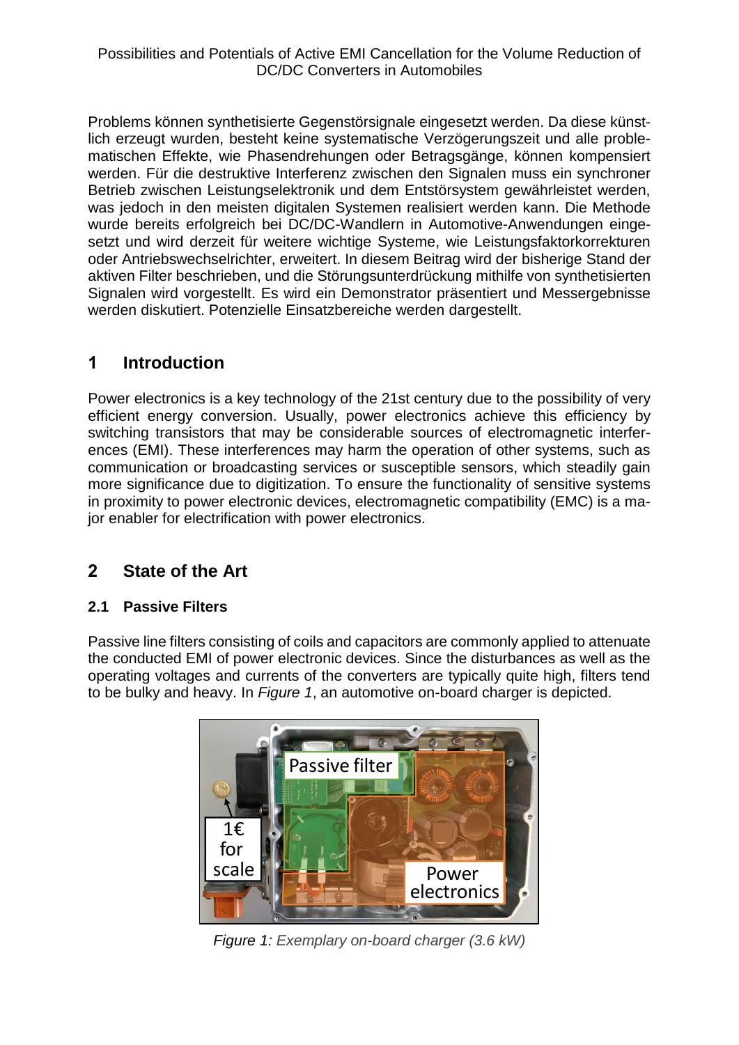Problems können synthetisierte Gegenstörsignale eingesetzt werden. Da diese künstlich erzeugt wurden, besteht keine systematische Verzögerungszeit und alle problematischen Effekte, wie Phasendrehungen oder Betragsgänge, können kompensiert werden. Für die destruktive Interferenz zwischen den Signalen muss ein synchroner Betrieb zwischen Leistungselektronik und dem Entstörsystem gewährleistet werden, was jedoch in den meisten digitalen Systemen realisiert werden kann. Die Methode wurde bereits erfolgreich bei DC/DC-Wandlern in Automotive-Anwendungen eingesetzt und wird derzeit für weitere wichtige Systeme, wie Leistungsfaktorkorrekturen oder Antriebswechselrichter, erweitert. In diesem Beitrag wird der bisherige Stand der aktiven Filter beschrieben, und die Störungsunterdrückung mithilfe von synthetisierten Signalen wird vorgestellt. Es wird ein Demonstrator präsentiert und Messergebnisse werden diskutiert. Potenzielle Einsatzbereiche werden dargestellt.

# 1 Introduction

Power electronics is a key technology of the 21st century due to the possibility of very efficient energy conversion. Usually, power electronics achieve this efficiency by switching transistors that may be considerable sources of electromagnetic interferences (EMI). These interferences may harm the operation of other systems, such as communication or broadcasting services or susceptible sensors, which steadily gain more significance due to digitization. To ensure the functionality of sensitive systems in proximity to power electronic devices, electromagnetic compatibility (EMC) is a major enabler for electrification with power electronics.

# 2 State of the Art

## 2.1 Passive Filters

Passive line filters consisting of coils and capacitors are commonly applied to attenuate the conducted EMI of power electronic devices. Since the disturbances as well as the operating voltages and currents of the converters are typically quite high, filters tend to be bulky and heavy. In *Figure 1*, an automotive on-board charger is depicted.

*Figure 1: Exemplary on-board charger (3.6 kW)*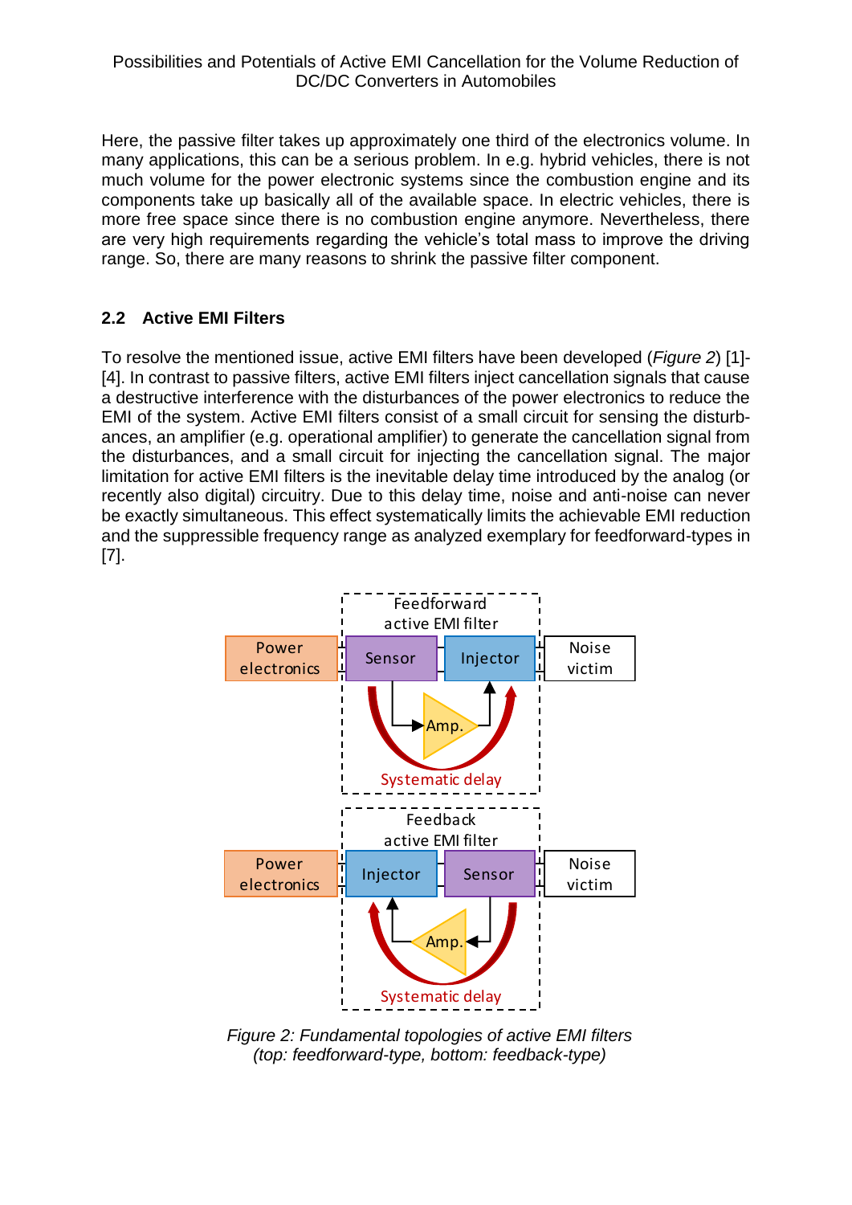Here, the passive filter takes up approximately one third of the electronics volume. In many applications, this can be a serious problem. In e.g. hybrid vehicles, there is not much volume for the power electronic systems since the combustion engine and its components take up basically all of the available space. In electric vehicles, there is more free space since there is no combustion engine anymore. Nevertheless, there are very high requirements regarding the vehicle's total mass to improve the driving range. So, there are many reasons to shrink the passive filter component.

## 2.2 Active EMI Filters

To resolve the mentioned issue, active EMI filters have been developed (*Figure 2*) [1]-[4]. In contrast to passive filters, active EMI filters inject cancellation signals that cause a destructive interference with the disturbances of the power electronics to reduce the EMI of the system. Active EMI filters consist of a small circuit for sensing the disturbances, an amplifier (e.g. operational amplifier) to generate the cancellation signal from the disturbances, and a small circuit for injecting the cancellation signal. The major limitation for active EMI filters is the inevitable delay time introduced by the analog (or recently also digital) circuitry. Due to this delay time, noise and anti-noise can never be exactly simultaneous. This effect systematically limits the achievable EMI reduction and the suppressible frequency range as analyzed exemplary for feedforward-types in [7].

*Figure 2: Fundamental topologies of active EMI filters (top: feedforward-type, bottom: feedback-type)*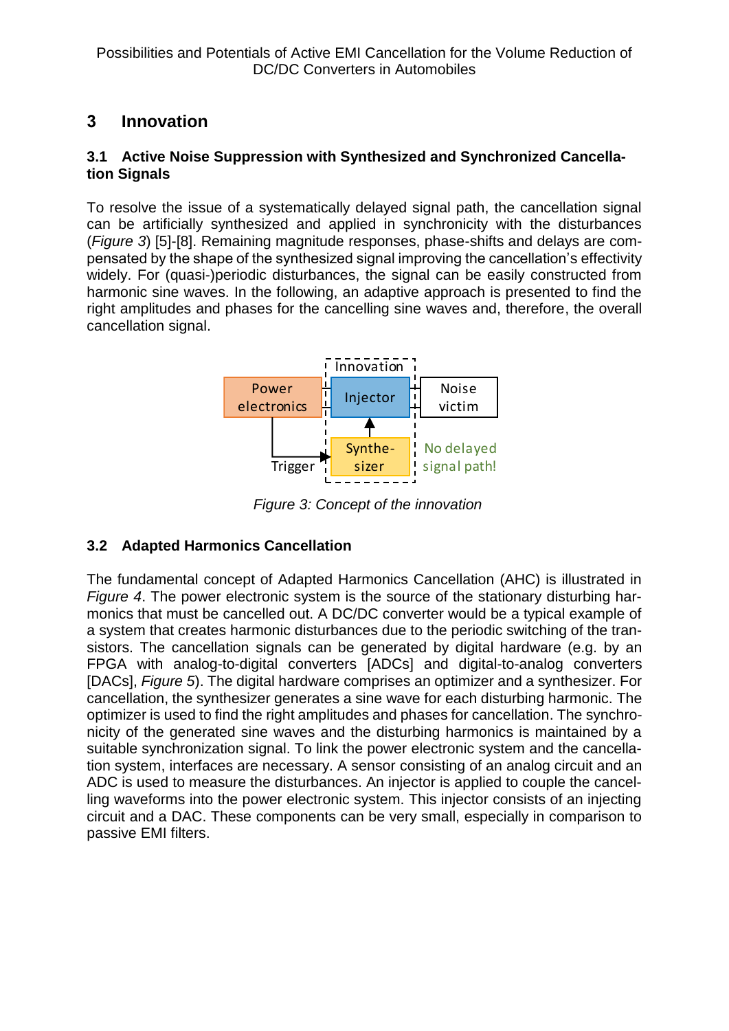# 3 Innovation

## 3.1 Active Noise Suppression with Synthesized and Synchronized Cancellation Signals

To resolve the issue of a systematically delayed signal path, the cancellation signal can be artificially synthesized and applied in synchronicity with the disturbances (*Figure 3*) [5]-[8]. Remaining magnitude responses, phase-shifts and delays are compensated by the shape of the synthesized signal improving the cancellation's effectivity widely. For (quasi-)periodic disturbances, the signal can be easily constructed from harmonic sine waves. In the following, an adaptive approach is presented to find the right amplitudes and phases for the cancelling sine waves and, therefore, the overall cancellation signal.

Innovation

Power electronics

Injector

Noise victim

Trigger

Synthesizer

No delayed signal path!

*Figure 3: Concept of the innovation*

## 3.2 Adapted Harmonics Cancellation

The fundamental concept of Adapted Harmonics Cancellation (AHC) is illustrated in *Figure 4*. The power electronic system is the source of the stationary disturbing harmonics that must be cancelled out. A DC/DC converter would be a typical example of a system that creates harmonic disturbances due to the periodic switching of the transistors. The cancellation signals can be generated by digital hardware (e.g. by an FPGA with analog-to-digital converters [ADCs] and digital-to-analog converters [DACs], *Figure 5*). The digital hardware comprises an optimizer and a synthesizer. For cancellation, the synthesizer generates a sine wave for each disturbing harmonic. The optimizer is used to find the right amplitudes and phases for cancellation. The synchronicity of the generated sine waves and the disturbing harmonics is maintained by a suitable synchronization signal. To link the power electronic system and the cancellation system, interfaces are necessary. A sensor consisting of an analog circuit and an ADC is used to measure the disturbances. An injector is applied to couple the cancelling waveforms into the power electronic system. This injector consists of an injecting circuit and a DAC. These components can be very small, especially in comparison to passive EMI filters.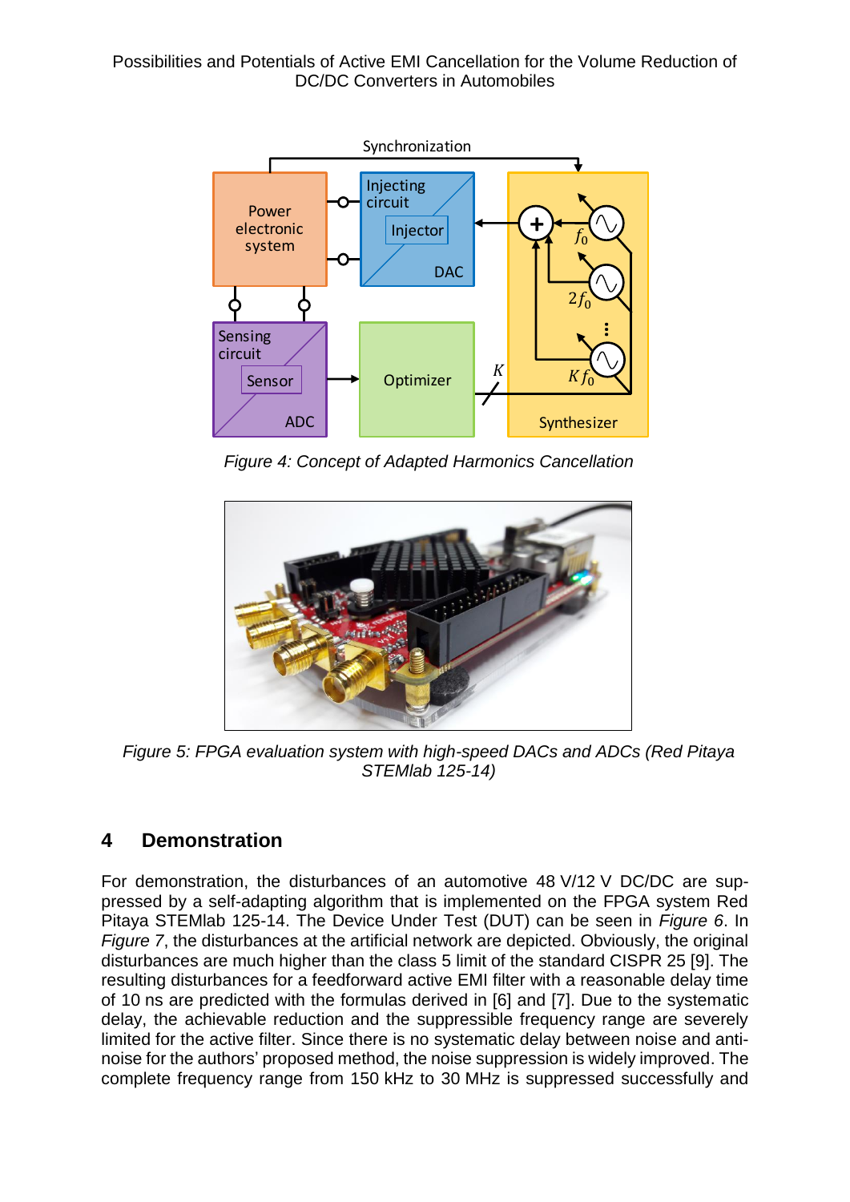Figure 4: Concept of Adapted Harmonics Cancellation

Figure 5: FPGA evaluation system with high-speed DACs and ADCs (Red Pitaya STEMlab 125-14)

## 4 Demonstration

For demonstration, the disturbances of an automotive 48 V/12 V DC/DC are suppressed by a self-adapting algorithm that is implemented on the FPGA system Red Pitaya STEMlab 125-14. The Device Under Test (DUT) can be seen in *Figure 6*. In *Figure 7*, the disturbances at the artificial network are depicted. Obviously, the original disturbances are much higher than the class 5 limit of the standard CISPR 25 [9]. The resulting disturbances for a feedforward active EMI filter with a reasonable delay time of 10 ns are predicted with the formulas derived in [6] and [7]. Due to the systematic delay, the achievable reduction and the suppressible frequency range are severely limited for the active filter. Since there is no systematic delay between noise and anti-noise for the authors' proposed method, the noise suppression is widely improved. The complete frequency range from 150 kHz to 30 MHz is suppressed successfully and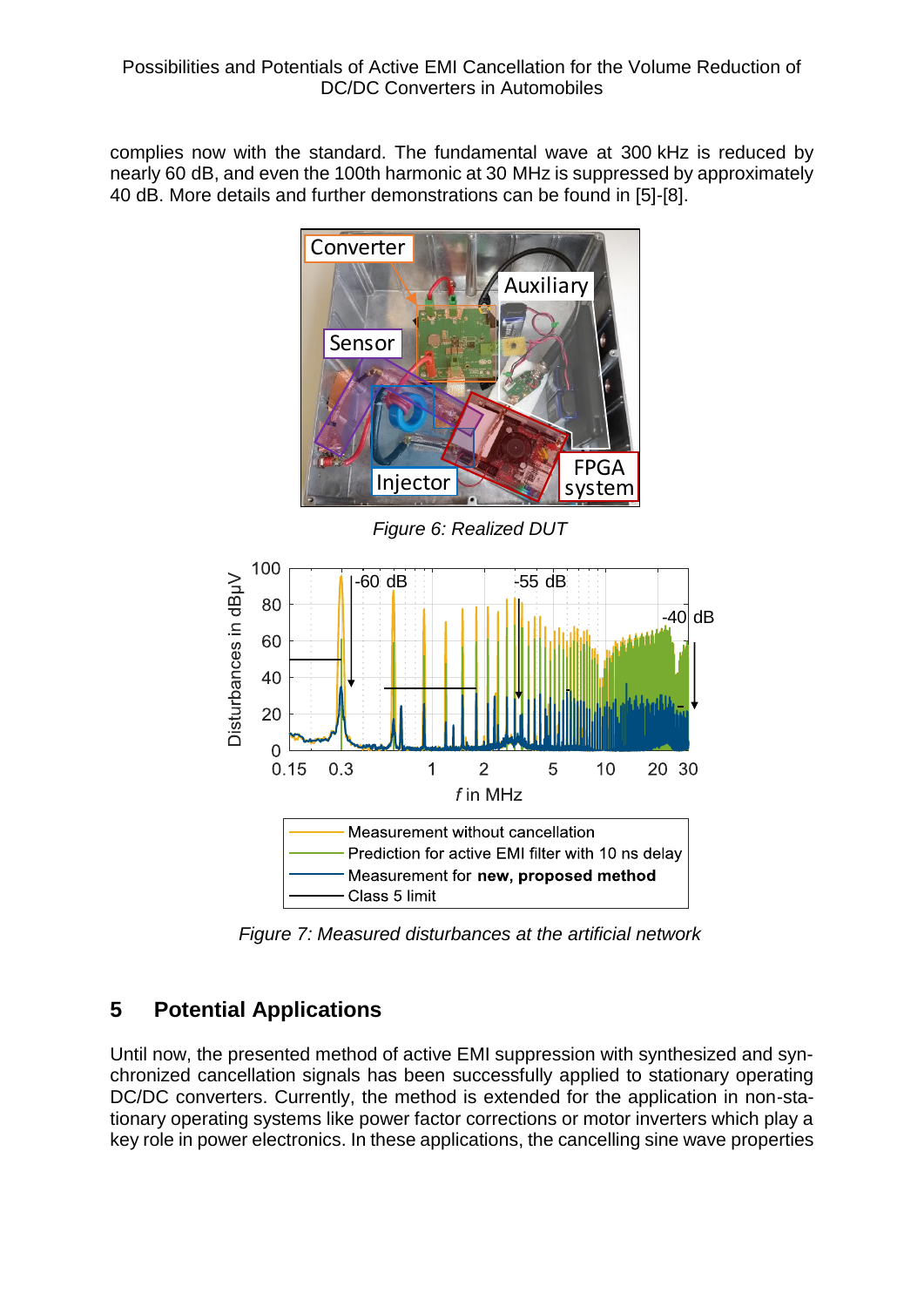complies now with the standard. The fundamental wave at 300 kHz is reduced by nearly 60 dB, and even the 100th harmonic at 30 MHz is suppressed by approximately 40 dB. More details and further demonstrations can be found in [5]-[8].

*Figure 6: Realized DUT*

*Figure 7: Measured disturbances at the artificial network*

## 5 Potential Applications

Until now, the presented method of active EMI suppression with synthesized and synchronized cancellation signals has been successfully applied to stationary operating DC/DC converters. Currently, the method is extended for the application in non-stationary operating systems like power factor corrections or motor inverters which play a key role in power electronics. In these applications, the cancelling sine wave properties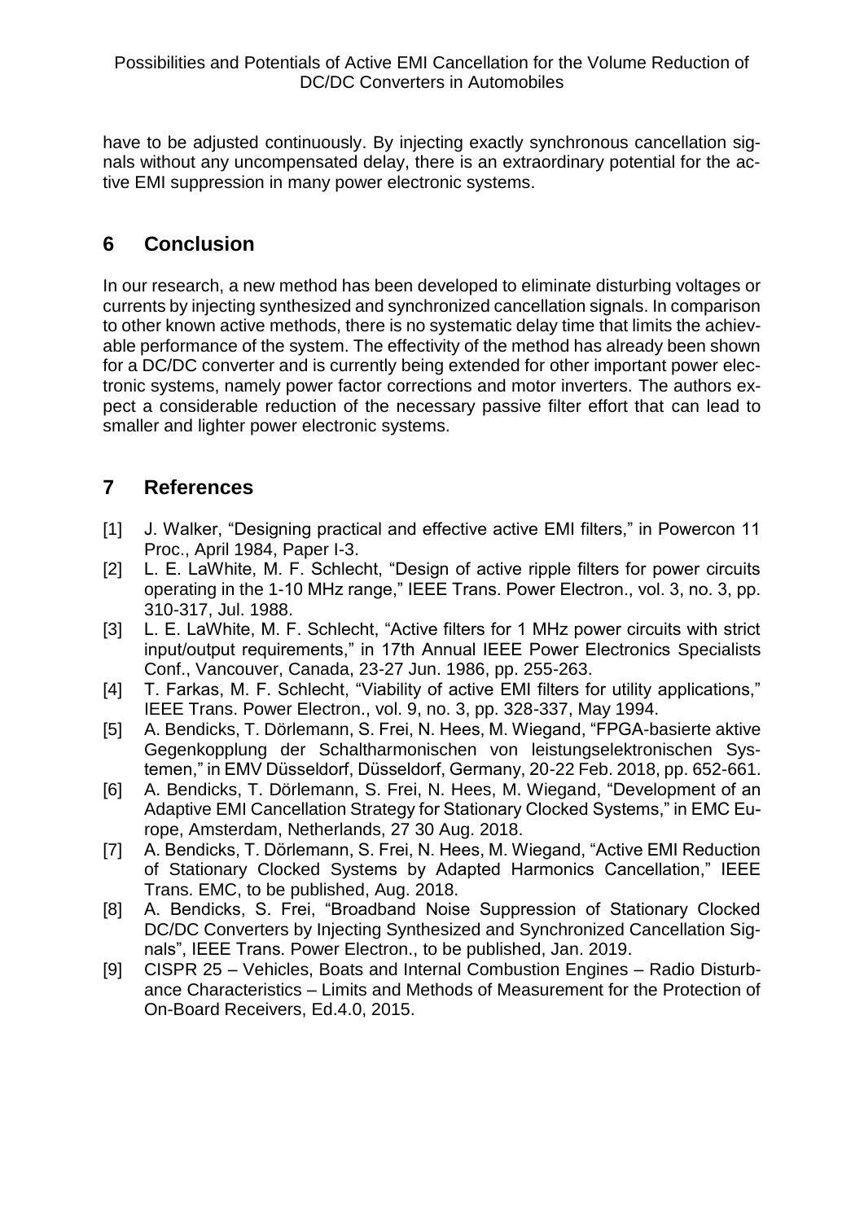have to be adjusted continuously. By injecting exactly synchronous cancellation signals without any uncompensated delay, there is an extraordinary potential for the active EMI suppression in many power electronic systems.

## 6 Conclusion

In our research, a new method has been developed to eliminate disturbing voltages or currents by injecting synthesized and synchronized cancellation signals. In comparison to other known active methods, there is no systematic delay time that limits the achievable performance of the system. The effectivity of the method has already been shown for a DC/DC converter and is currently being extended for other important power electronic systems, namely power factor corrections and motor inverters. The authors expect a considerable reduction of the necessary passive filter effort that can lead to smaller and lighter power electronic systems.

## 7 References

[1] J. Walker, "Designing practical and effective active EMI filters," in Powercon 11 Proc., April 1984, Paper I-3.

[2] L. E. LaWhite, M. F. Schlecht, "Design of active ripple filters for power circuits operating in the 1-10 MHz range," IEEE Trans. Power Electron., vol. 3, no. 3, pp. 310-317, Jul. 1988.

[3] L. E. LaWhite, M. F. Schlecht, "Active filters for 1 MHz power circuits with strict input/output requirements," in 17th Annual IEEE Power Electronics Specialists Conf., Vancouver, Canada, 23-27 Jun. 1986, pp. 255-263.

[4] T. Farkas, M. F. Schlecht, "Viability of active EMI filters for utility applications," IEEE Trans. Power Electron., vol. 9, no. 3, pp. 328-337, May 1994.

[5] A. Bendicks, T. Dörlemann, S. Frei, N. Hees, M. Wiegand, "FPGA-basierte aktive Gegenkopplung der Schaltharmonischen von leistungselektronischen Systemen," in EMV Düsseldorf, Düsseldorf, Germany, 20-22 Feb. 2018, pp. 652-661.

[6] A. Bendicks, T. Dörlemann, S. Frei, N. Hees, M. Wiegand, "Development of an Adaptive EMI Cancellation Strategy for Stationary Clocked Systems," in EMC Europe, Amsterdam, Netherlands, 27 30 Aug. 2018.

[7] A. Bendicks, T. Dörlemann, S. Frei, N. Hees, M. Wiegand, "Active EMI Reduction of Stationary Clocked Systems by Adapted Harmonics Cancellation," IEEE Trans. EMC, to be published, Aug. 2018.

[8] A. Bendicks, S. Frei, "Broadband Noise Suppression of Stationary Clocked DC/DC Converters by Injecting Synthesized and Synchronized Cancellation Signals", IEEE Trans. Power Electron., to be published, Jan. 2019.

[9] CISPR 25 – Vehicles, Boats and Internal Combustion Engines – Radio Disturbance Characteristics – Limits and Methods of Measurement for the Protection of On-Board Receivers, Ed.4.0, 2015.